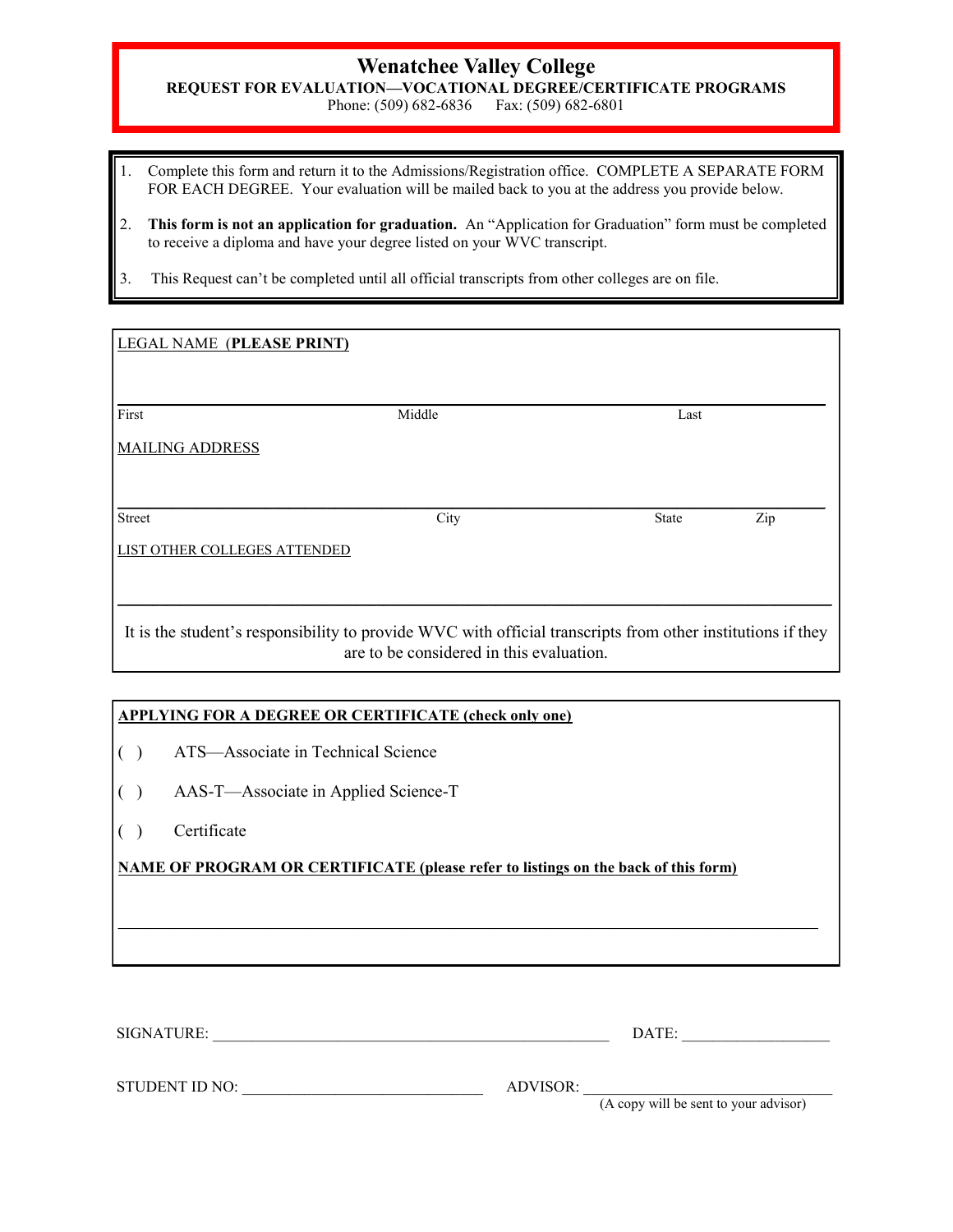# Wenatchee Valley College

**REQUEST FOR EVALUATION—VOCATIONAL DEGREE/CERTIFICATE PROGRAMS**

Phone: (509) 682-6836  Fax: (509) 682-6801

1. Complete this form and return it to the Admissions/Registration office. COMPLETE A SEPARATE FORM FOR EACH DEGREE. Your evaluation will be mailed back to you at the address you provide below.
2. **This form is not an application for graduation.** An "Application for Graduation" form must be completed to receive a diploma and have your degree listed on your WVC transcript.
3. This Request can't be completed until all official transcripts from other colleges are on file.

LEGAL NAME (**PLEASE PRINT)**

_______________________________________________

First  Middle  Last

MAILING ADDRESS

_______________________________________________

Street  City  State  Zip

LIST OTHER COLLEGES ATTENDED

_______________________________________________

It is the student's responsibility to provide WVC with official transcripts from other institutions if they are to be considered in this evaluation.

**APPLYING FOR A DEGREE OR CERTIFICATE (check only one)**

( ) ATS—Associate in Technical Science

( ) AAS-T—Associate in Applied Science-T

( ) Certificate

**NAME OF PROGRAM OR CERTIFICATE (please refer to listings on the back of this form)**

_______________________________________________

SIGNATURE: _______________________________ DATE: ________________

STUDENT ID NO: ___________________________ ADVISOR: ______________________

(A copy will be sent to your advisor)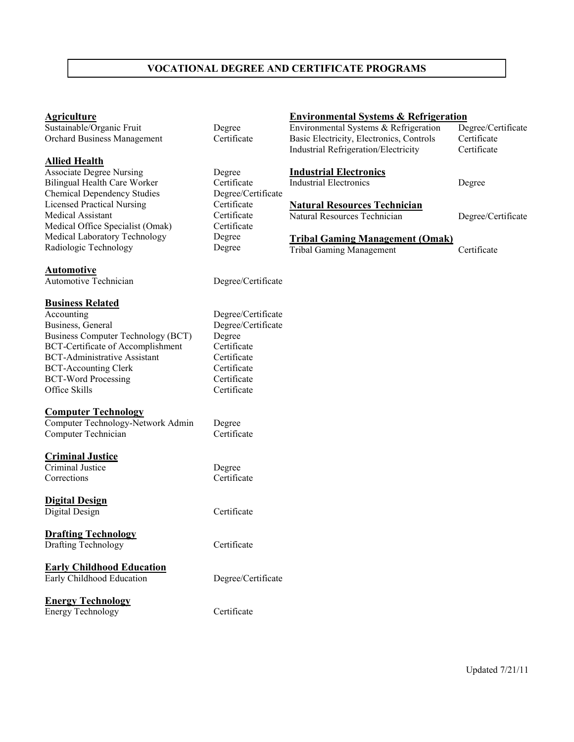# VOCATIONAL DEGREE AND CERTIFICATE PROGRAMS

## Agriculture

| | |
|---|---|
| Sustainable/Organic Fruit | Degree |
| Orchard Business Management | Certificate |

## Allied Health

| | |
|---|---|
| Associate Degree Nursing | Degree |
| Bilingual Health Care Worker | Certificate |
| Chemical Dependency Studies | Degree/Certificate |
| Licensed Practical Nursing | Certificate |
| Medical Assistant | Certificate |
| Medical Office Specialist (Omak) | Certificate |
| Medical Laboratory Technology | Degree |
| Radiologic Technology | Degree |

## Automotive

| | |
|---|---|
| Automotive Technician | Degree/Certificate |

## Business Related

| | |
|---|---|
| Accounting | Degree/Certificate |
| Business, General | Degree/Certificate |
| Business Computer Technology (BCT) | Degree |
| BCT-Certificate of Accomplishment | Certificate |
| BCT-Administrative Assistant | Certificate |
| BCT-Accounting Clerk | Certificate |
| BCT-Word Processing | Certificate |
| Office Skills | Certificate |

## Computer Technology

| | |
|---|---|
| Computer Technology-Network Admin | Degree |
| Computer Technician | Certificate |

## Criminal Justice

| | |
|---|---|
| Criminal Justice | Degree |
| Corrections | Certificate |

## Digital Design

| | |
|---|---|
| Digital Design | Certificate |

## Drafting Technology

| | |
|---|---|
| Drafting Technology | Certificate |

## Early Childhood Education

| | |
|---|---|
| Early Childhood Education | Degree/Certificate |

## Energy Technology

| | |
|---|---|
| Energy Technology | Certificate |

## Environmental Systems & Refrigeration

| | |
|---|---|
| Environmental Systems & Refrigeration | Degree/Certificate |
| Basic Electricity, Electronics, Controls | Certificate |
| Industrial Refrigeration/Electricity | Certificate |

## Industrial Electronics

| | |
|---|---|
| Industrial Electronics | Degree |

## Natural Resources Technician

| | |
|---|---|
| Natural Resources Technician | Degree/Certificate |

## Tribal Gaming Management (Omak)

| | |
|---|---|
| Tribal Gaming Management | Certificate |

Updated 7/21/11